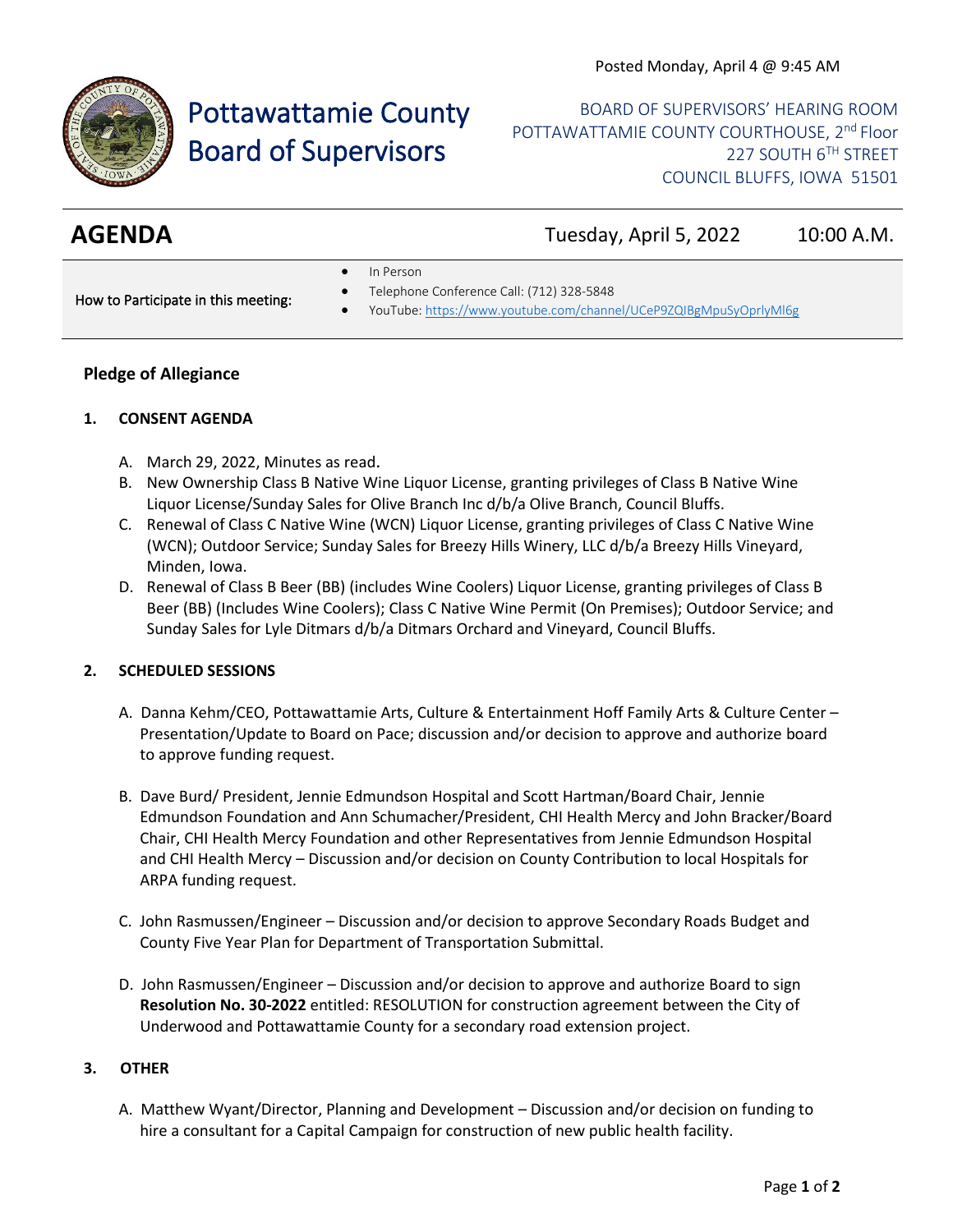Posted Monday, April 4 @ 9:45 AM

# Pottawattamie County Board of Supervisors

BOARD OF SUPERVISORS' HEARING ROOM
POTTAWATTAMIE COUNTY COURTHOUSE, 2nd Floor
227 SOUTH 6TH STREET
COUNCIL BLUFFS, IOWA 51501

## AGENDA

Tuesday, April 5, 2022 10:00 A.M.

How to Participate in this meeting:

- In Person
- Telephone Conference Call: (712) 328-5848
- YouTube: https://www.youtube.com/channel/UCeP9ZQIBgMpuSyOprlyMl6g

### Pledge of Allegiance

### 1. CONSENT AGENDA

A. March 29, 2022, Minutes as read.

B. New Ownership Class B Native Wine Liquor License, granting privileges of Class B Native Wine Liquor License/Sunday Sales for Olive Branch Inc d/b/a Olive Branch, Council Bluffs.

C. Renewal of Class C Native Wine (WCN) Liquor License, granting privileges of Class C Native Wine (WCN); Outdoor Service; Sunday Sales for Breezy Hills Winery, LLC d/b/a Breezy Hills Vineyard, Minden, Iowa.

D. Renewal of Class B Beer (BB) (includes Wine Coolers) Liquor License, granting privileges of Class B Beer (BB) (Includes Wine Coolers); Class C Native Wine Permit (On Premises); Outdoor Service; and Sunday Sales for Lyle Ditmars d/b/a Ditmars Orchard and Vineyard, Council Bluffs.

### 2. SCHEDULED SESSIONS

A. Danna Kehm/CEO, Pottawattamie Arts, Culture & Entertainment Hoff Family Arts & Culture Center – Presentation/Update to Board on Pace; discussion and/or decision to approve and authorize board to approve funding request.

B. Dave Burd/ President, Jennie Edmundson Hospital and Scott Hartman/Board Chair, Jennie Edmundson Foundation and Ann Schumacher/President, CHI Health Mercy and John Bracker/Board Chair, CHI Health Mercy Foundation and other Representatives from Jennie Edmundson Hospital and CHI Health Mercy – Discussion and/or decision on County Contribution to local Hospitals for ARPA funding request.

C. John Rasmussen/Engineer – Discussion and/or decision to approve Secondary Roads Budget and County Five Year Plan for Department of Transportation Submittal.

D. John Rasmussen/Engineer – Discussion and/or decision to approve and authorize Board to sign **Resolution No. 30-2022** entitled: RESOLUTION for construction agreement between the City of Underwood and Pottawattamie County for a secondary road extension project.

### 3. OTHER

A. Matthew Wyant/Director, Planning and Development – Discussion and/or decision on funding to hire a consultant for a Capital Campaign for construction of new public health facility.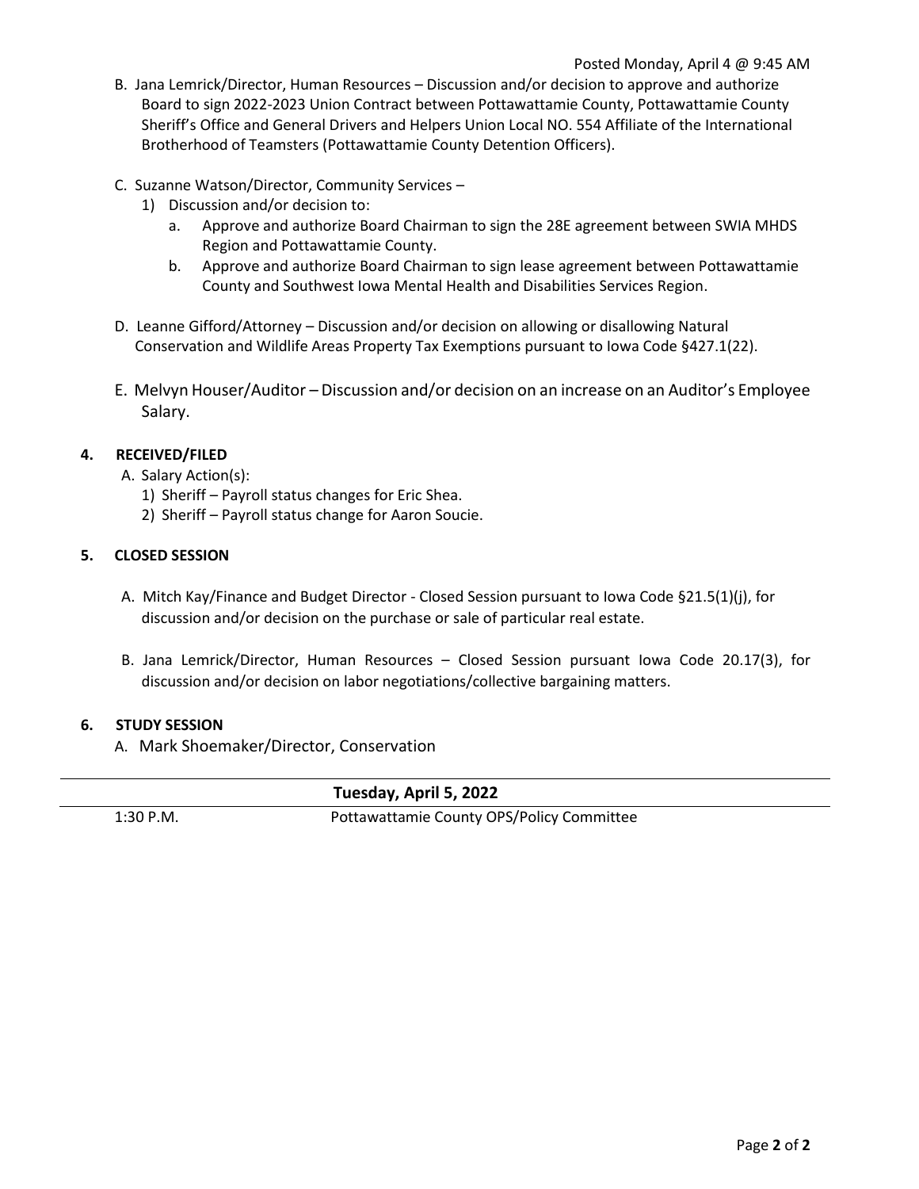Posted Monday, April 4 @ 9:45 AM

B. Jana Lemrick/Director, Human Resources – Discussion and/or decision to approve and authorize Board to sign 2022-2023 Union Contract between Pottawattamie County, Pottawattamie County Sheriff's Office and General Drivers and Helpers Union Local NO. 554 Affiliate of the International Brotherhood of Teamsters (Pottawattamie County Detention Officers).

C. Suzanne Watson/Director, Community Services –
   1) Discussion and/or decision to:
      a. Approve and authorize Board Chairman to sign the 28E agreement between SWIA MHDS Region and Pottawattamie County.
      b. Approve and authorize Board Chairman to sign lease agreement between Pottawattamie County and Southwest Iowa Mental Health and Disabilities Services Region.

D. Leanne Gifford/Attorney – Discussion and/or decision on allowing or disallowing Natural Conservation and Wildlife Areas Property Tax Exemptions pursuant to Iowa Code §427.1(22).

E. Melvyn Houser/Auditor – Discussion and/or decision on an increase on an Auditor's Employee Salary.

**4. RECEIVED/FILED**

A. Salary Action(s):
   1) Sheriff – Payroll status changes for Eric Shea.
   2) Sheriff – Payroll status change for Aaron Soucie.

**5. CLOSED SESSION**

A. Mitch Kay/Finance and Budget Director - Closed Session pursuant to Iowa Code §21.5(1)(j), for discussion and/or decision on the purchase or sale of particular real estate.

B. Jana Lemrick/Director, Human Resources – Closed Session pursuant Iowa Code 20.17(3), for discussion and/or decision on labor negotiations/collective bargaining matters.

**6. STUDY SESSION**

A. Mark Shoemaker/Director, Conservation

---

**Tuesday, April 5, 2022**

---

1:30 P.M. Pottawattamie County OPS/Policy Committee